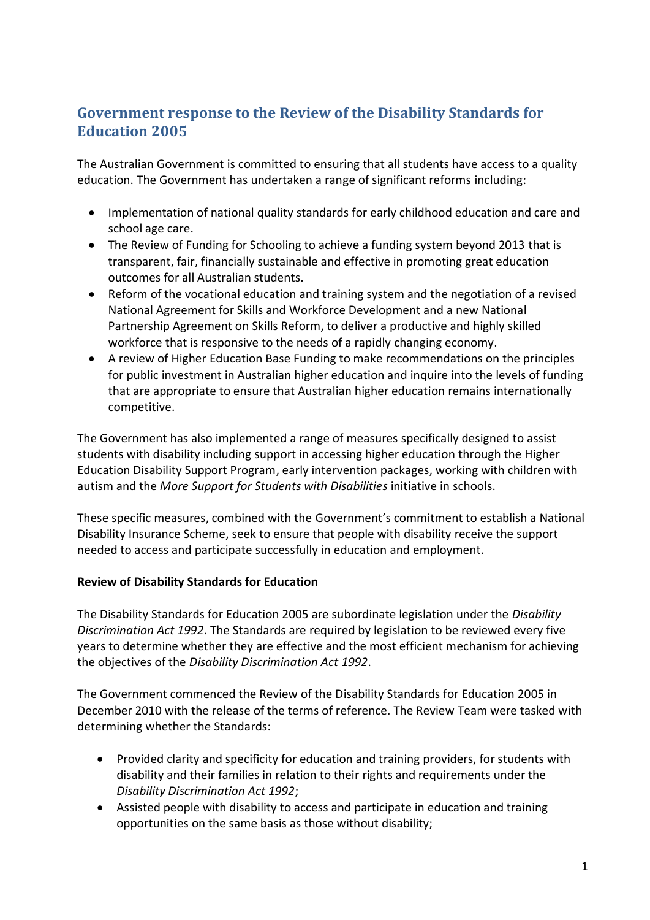# Government response to the Review of the Disability Standards for Education 2005

The Australian Government is committed to ensuring that all students have access to a quality education. The Government has undertaken a range of significant reforms including:

- Implementation of national quality standards for early childhood education and care and school age care.
- The Review of Funding for Schooling to achieve a funding system beyond 2013 that is transparent, fair, financially sustainable and effective in promoting great education outcomes for all Australian students.
- Reform of the vocational education and training system and the negotiation of a revised National Agreement for Skills and Workforce Development and a new National Partnership Agreement on Skills Reform, to deliver a productive and highly skilled workforce that is responsive to the needs of a rapidly changing economy.
- A review of Higher Education Base Funding to make recommendations on the principles for public investment in Australian higher education and inquire into the levels of funding that are appropriate to ensure that Australian higher education remains internationally competitive.

The Government has also implemented a range of measures specifically designed to assist students with disability including support in accessing higher education through the Higher Education Disability Support Program, early intervention packages, working with children with autism and the *More Support for Students with Disabilities* initiative in schools.

These specific measures, combined with the Government's commitment to establish a National Disability Insurance Scheme, seek to ensure that people with disability receive the support needed to access and participate successfully in education and employment.

**Review of Disability Standards for Education**

The Disability Standards for Education 2005 are subordinate legislation under the *Disability Discrimination Act 1992*. The Standards are required by legislation to be reviewed every five years to determine whether they are effective and the most efficient mechanism for achieving the objectives of the *Disability Discrimination Act 1992*.

The Government commenced the Review of the Disability Standards for Education 2005 in December 2010 with the release of the terms of reference. The Review Team were tasked with determining whether the Standards:

- Provided clarity and specificity for education and training providers, for students with disability and their families in relation to their rights and requirements under the *Disability Discrimination Act 1992*;
- Assisted people with disability to access and participate in education and training opportunities on the same basis as those without disability;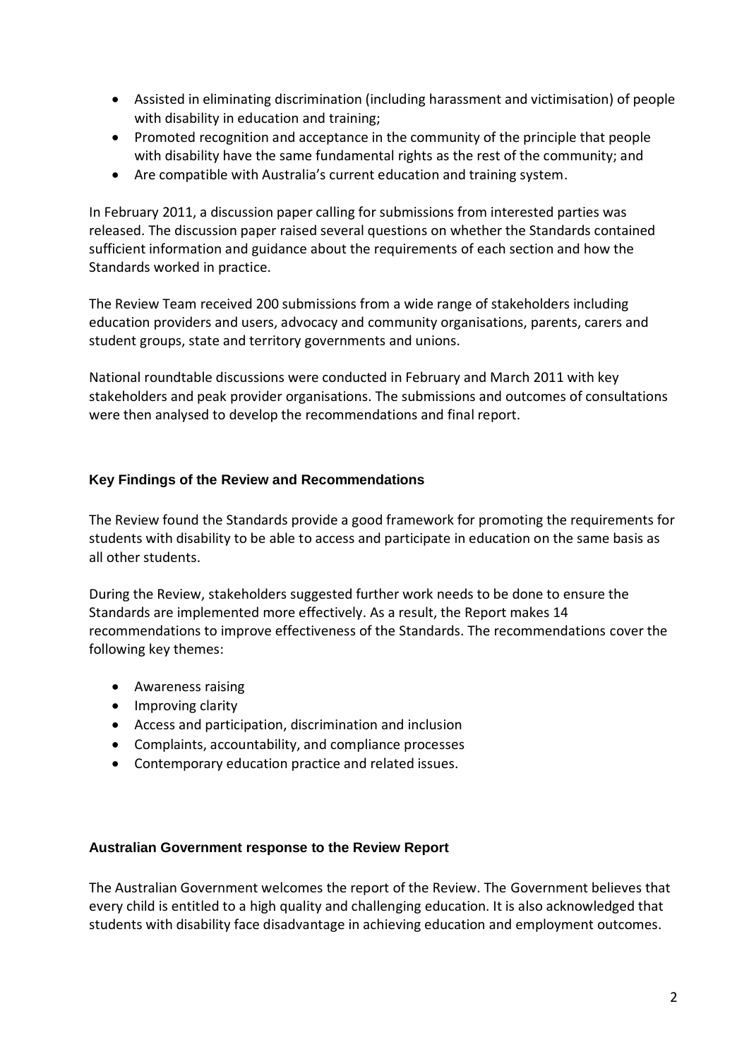- Assisted in eliminating discrimination (including harassment and victimisation) of people with disability in education and training;
- Promoted recognition and acceptance in the community of the principle that people with disability have the same fundamental rights as the rest of the community; and
- Are compatible with Australia's current education and training system.

In February 2011, a discussion paper calling for submissions from interested parties was released. The discussion paper raised several questions on whether the Standards contained sufficient information and guidance about the requirements of each section and how the Standards worked in practice.

The Review Team received 200 submissions from a wide range of stakeholders including education providers and users, advocacy and community organisations, parents, carers and student groups, state and territory governments and unions.

National roundtable discussions were conducted in February and March 2011 with key stakeholders and peak provider organisations. The submissions and outcomes of consultations were then analysed to develop the recommendations and final report.

## Key Findings of the Review and Recommendations

The Review found the Standards provide a good framework for promoting the requirements for students with disability to be able to access and participate in education on the same basis as all other students.

During the Review, stakeholders suggested further work needs to be done to ensure the Standards are implemented more effectively. As a result, the Report makes 14 recommendations to improve effectiveness of the Standards. The recommendations cover the following key themes:

- Awareness raising
- Improving clarity
- Access and participation, discrimination and inclusion
- Complaints, accountability, and compliance processes
- Contemporary education practice and related issues.

## Australian Government response to the Review Report

The Australian Government welcomes the report of the Review. The Government believes that every child is entitled to a high quality and challenging education. It is also acknowledged that students with disability face disadvantage in achieving education and employment outcomes.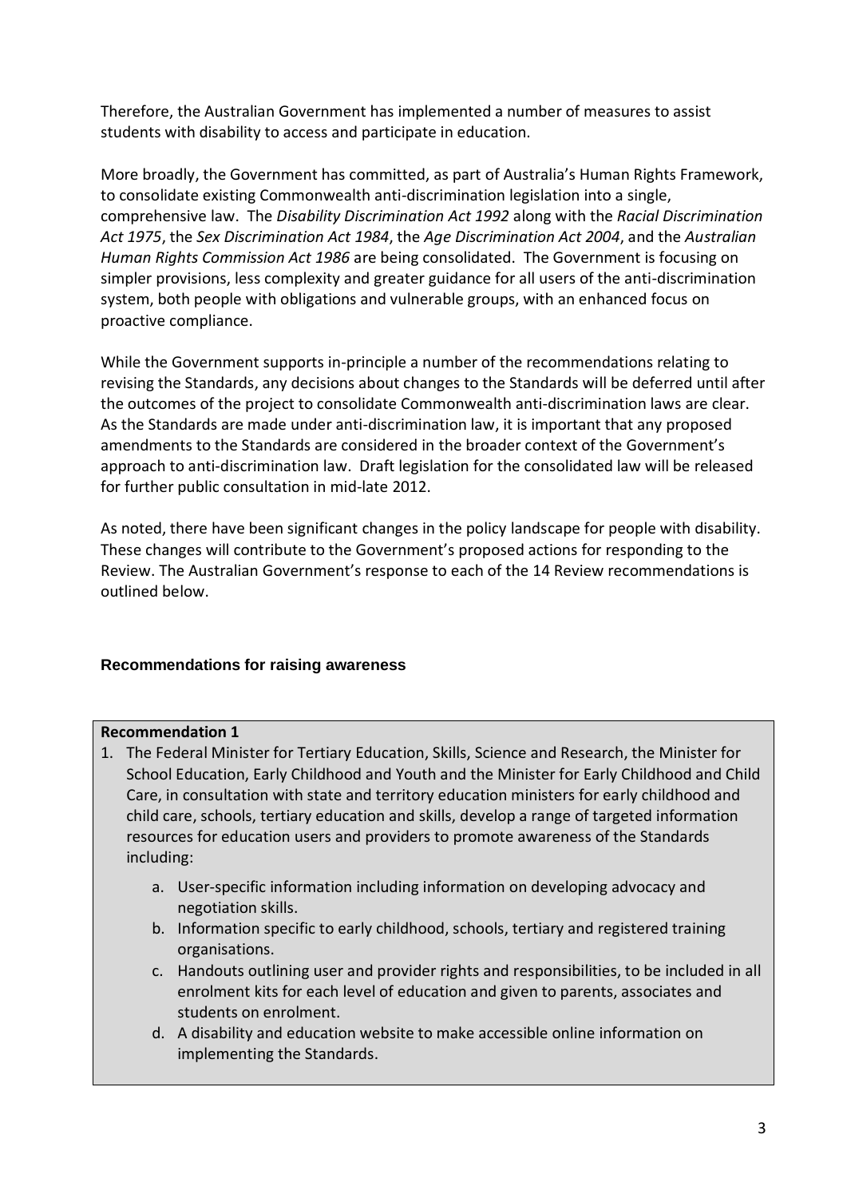Therefore, the Australian Government has implemented a number of measures to assist students with disability to access and participate in education.

More broadly, the Government has committed, as part of Australia's Human Rights Framework, to consolidate existing Commonwealth anti-discrimination legislation into a single, comprehensive law. The *Disability Discrimination Act 1992* along with the *Racial Discrimination Act 1975*, the *Sex Discrimination Act 1984*, the *Age Discrimination Act 2004*, and the *Australian Human Rights Commission Act 1986* are being consolidated. The Government is focusing on simpler provisions, less complexity and greater guidance for all users of the anti-discrimination system, both people with obligations and vulnerable groups, with an enhanced focus on proactive compliance.

While the Government supports in-principle a number of the recommendations relating to revising the Standards, any decisions about changes to the Standards will be deferred until after the outcomes of the project to consolidate Commonwealth anti-discrimination laws are clear. As the Standards are made under anti-discrimination law, it is important that any proposed amendments to the Standards are considered in the broader context of the Government's approach to anti-discrimination law. Draft legislation for the consolidated law will be released for further public consultation in mid-late 2012.

As noted, there have been significant changes in the policy landscape for people with disability. These changes will contribute to the Government's proposed actions for responding to the Review. The Australian Government's response to each of the 14 Review recommendations is outlined below.

## Recommendations for raising awareness

**Recommendation 1**

1. The Federal Minister for Tertiary Education, Skills, Science and Research, the Minister for School Education, Early Childhood and Youth and the Minister for Early Childhood and Child Care, in consultation with state and territory education ministers for early childhood and child care, schools, tertiary education and skills, develop a range of targeted information resources for education users and providers to promote awareness of the Standards including:

    a. User-specific information including information on developing advocacy and negotiation skills.

    b. Information specific to early childhood, schools, tertiary and registered training organisations.

    c. Handouts outlining user and provider rights and responsibilities, to be included in all enrolment kits for each level of education and given to parents, associates and students on enrolment.

    d. A disability and education website to make accessible online information on implementing the Standards.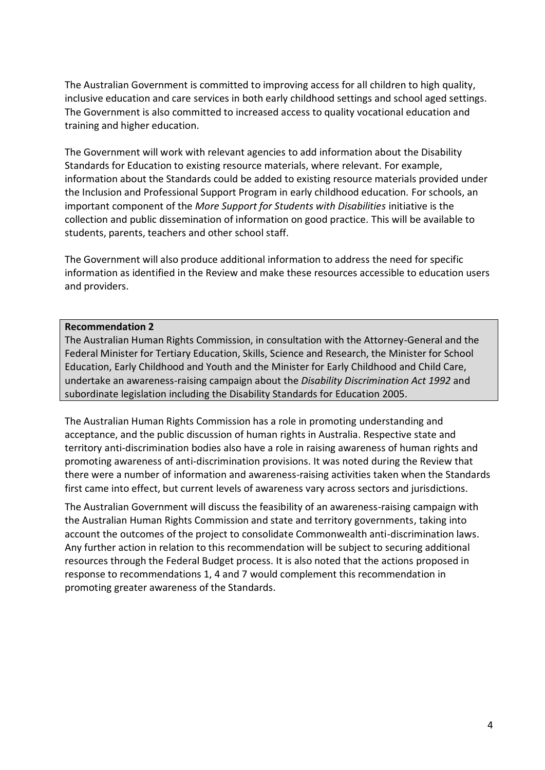The Australian Government is committed to improving access for all children to high quality, inclusive education and care services in both early childhood settings and school aged settings. The Government is also committed to increased access to quality vocational education and training and higher education.

The Government will work with relevant agencies to add information about the Disability Standards for Education to existing resource materials, where relevant. For example, information about the Standards could be added to existing resource materials provided under the Inclusion and Professional Support Program in early childhood education. For schools, an important component of the *More Support for Students with Disabilities* initiative is the collection and public dissemination of information on good practice. This will be available to students, parents, teachers and other school staff.

The Government will also produce additional information to address the need for specific information as identified in the Review and make these resources accessible to education users and providers.

**Recommendation 2**

The Australian Human Rights Commission, in consultation with the Attorney-General and the Federal Minister for Tertiary Education, Skills, Science and Research, the Minister for School Education, Early Childhood and Youth and the Minister for Early Childhood and Child Care, undertake an awareness-raising campaign about the *Disability Discrimination Act 1992* and subordinate legislation including the Disability Standards for Education 2005.

The Australian Human Rights Commission has a role in promoting understanding and acceptance, and the public discussion of human rights in Australia. Respective state and territory anti-discrimination bodies also have a role in raising awareness of human rights and promoting awareness of anti-discrimination provisions. It was noted during the Review that there were a number of information and awareness-raising activities taken when the Standards first came into effect, but current levels of awareness vary across sectors and jurisdictions.

The Australian Government will discuss the feasibility of an awareness-raising campaign with the Australian Human Rights Commission and state and territory governments, taking into account the outcomes of the project to consolidate Commonwealth anti-discrimination laws. Any further action in relation to this recommendation will be subject to securing additional resources through the Federal Budget process. It is also noted that the actions proposed in response to recommendations 1, 4 and 7 would complement this recommendation in promoting greater awareness of the Standards.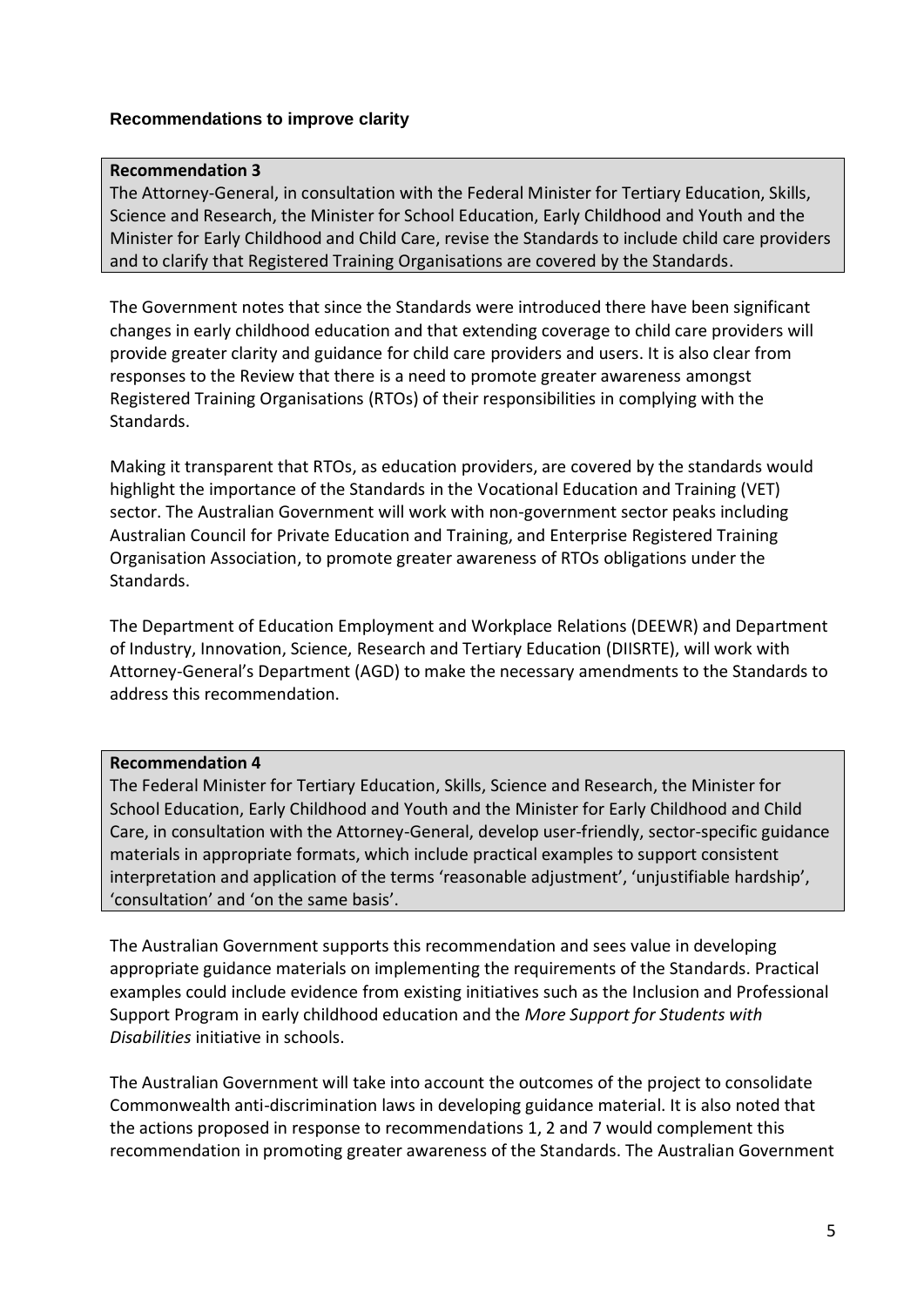### Recommendations to improve clarity

**Recommendation 3**

The Attorney-General, in consultation with the Federal Minister for Tertiary Education, Skills, Science and Research, the Minister for School Education, Early Childhood and Youth and the Minister for Early Childhood and Child Care, revise the Standards to include child care providers and to clarify that Registered Training Organisations are covered by the Standards.

The Government notes that since the Standards were introduced there have been significant changes in early childhood education and that extending coverage to child care providers will provide greater clarity and guidance for child care providers and users. It is also clear from responses to the Review that there is a need to promote greater awareness amongst Registered Training Organisations (RTOs) of their responsibilities in complying with the Standards.

Making it transparent that RTOs, as education providers, are covered by the standards would highlight the importance of the Standards in the Vocational Education and Training (VET) sector. The Australian Government will work with non-government sector peaks including Australian Council for Private Education and Training, and Enterprise Registered Training Organisation Association, to promote greater awareness of RTOs obligations under the Standards.

The Department of Education Employment and Workplace Relations (DEEWR) and Department of Industry, Innovation, Science, Research and Tertiary Education (DIISRTE), will work with Attorney-General's Department (AGD) to make the necessary amendments to the Standards to address this recommendation.

**Recommendation 4**

The Federal Minister for Tertiary Education, Skills, Science and Research, the Minister for School Education, Early Childhood and Youth and the Minister for Early Childhood and Child Care, in consultation with the Attorney-General, develop user-friendly, sector-specific guidance materials in appropriate formats, which include practical examples to support consistent interpretation and application of the terms 'reasonable adjustment', 'unjustifiable hardship', 'consultation' and 'on the same basis'.

The Australian Government supports this recommendation and sees value in developing appropriate guidance materials on implementing the requirements of the Standards. Practical examples could include evidence from existing initiatives such as the Inclusion and Professional Support Program in early childhood education and the *More Support for Students with Disabilities* initiative in schools.

The Australian Government will take into account the outcomes of the project to consolidate Commonwealth anti-discrimination laws in developing guidance material. It is also noted that the actions proposed in response to recommendations 1, 2 and 7 would complement this recommendation in promoting greater awareness of the Standards. The Australian Government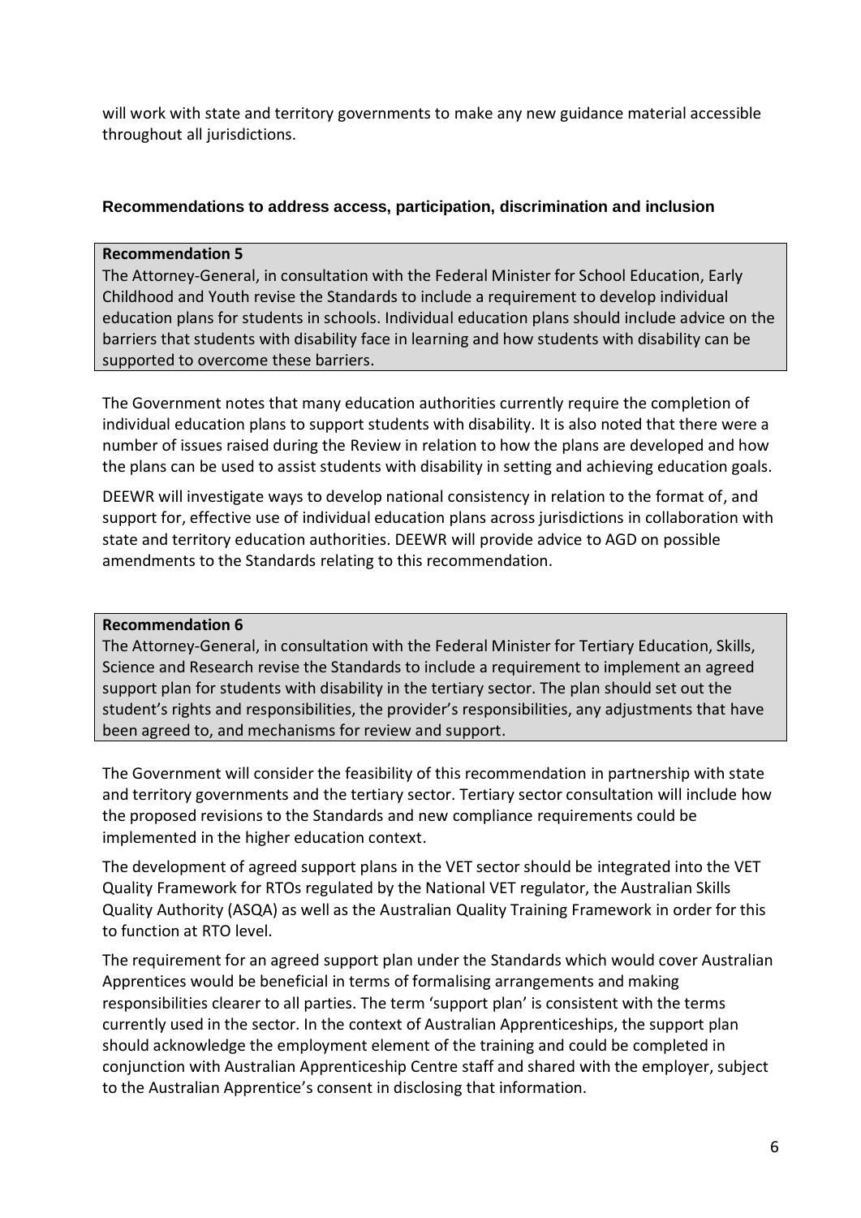will work with state and territory governments to make any new guidance material accessible throughout all jurisdictions.

### Recommendations to address access, participation, discrimination and inclusion

**Recommendation 5**

The Attorney-General, in consultation with the Federal Minister for School Education, Early Childhood and Youth revise the Standards to include a requirement to develop individual education plans for students in schools. Individual education plans should include advice on the barriers that students with disability face in learning and how students with disability can be supported to overcome these barriers.

The Government notes that many education authorities currently require the completion of individual education plans to support students with disability. It is also noted that there were a number of issues raised during the Review in relation to how the plans are developed and how the plans can be used to assist students with disability in setting and achieving education goals.

DEEWR will investigate ways to develop national consistency in relation to the format of, and support for, effective use of individual education plans across jurisdictions in collaboration with state and territory education authorities. DEEWR will provide advice to AGD on possible amendments to the Standards relating to this recommendation.

**Recommendation 6**

The Attorney-General, in consultation with the Federal Minister for Tertiary Education, Skills, Science and Research revise the Standards to include a requirement to implement an agreed support plan for students with disability in the tertiary sector. The plan should set out the student's rights and responsibilities, the provider's responsibilities, any adjustments that have been agreed to, and mechanisms for review and support.

The Government will consider the feasibility of this recommendation in partnership with state and territory governments and the tertiary sector. Tertiary sector consultation will include how the proposed revisions to the Standards and new compliance requirements could be implemented in the higher education context.

The development of agreed support plans in the VET sector should be integrated into the VET Quality Framework for RTOs regulated by the National VET regulator, the Australian Skills Quality Authority (ASQA) as well as the Australian Quality Training Framework in order for this to function at RTO level.

The requirement for an agreed support plan under the Standards which would cover Australian Apprentices would be beneficial in terms of formalising arrangements and making responsibilities clearer to all parties. The term 'support plan' is consistent with the terms currently used in the sector. In the context of Australian Apprenticeships, the support plan should acknowledge the employment element of the training and could be completed in conjunction with Australian Apprenticeship Centre staff and shared with the employer, subject to the Australian Apprentice's consent in disclosing that information.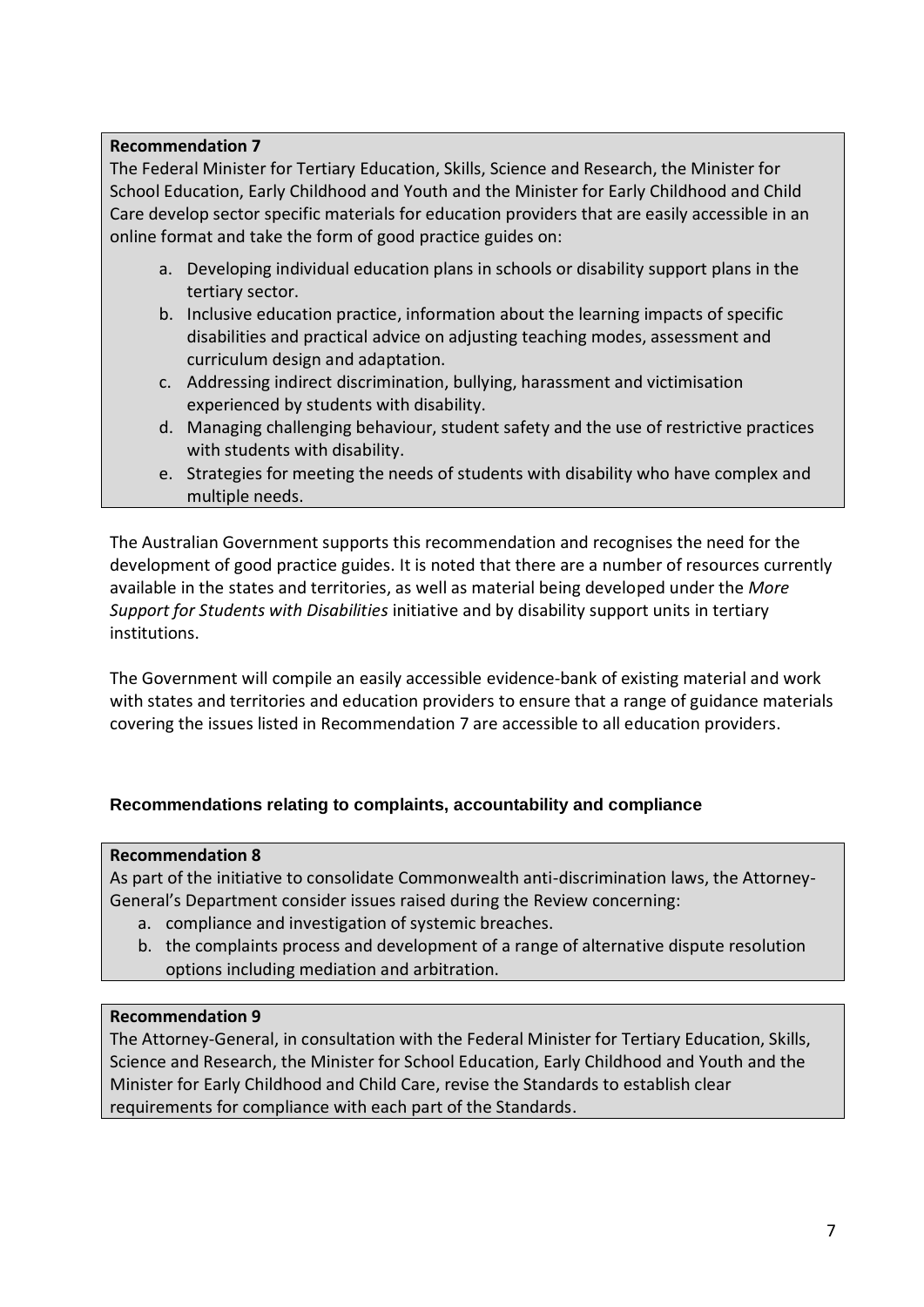**Recommendation 7**

The Federal Minister for Tertiary Education, Skills, Science and Research, the Minister for School Education, Early Childhood and Youth and the Minister for Early Childhood and Child Care develop sector specific materials for education providers that are easily accessible in an online format and take the form of good practice guides on:

a. Developing individual education plans in schools or disability support plans in the tertiary sector.
b. Inclusive education practice, information about the learning impacts of specific disabilities and practical advice on adjusting teaching modes, assessment and curriculum design and adaptation.
c. Addressing indirect discrimination, bullying, harassment and victimisation experienced by students with disability.
d. Managing challenging behaviour, student safety and the use of restrictive practices with students with disability.
e. Strategies for meeting the needs of students with disability who have complex and multiple needs.

The Australian Government supports this recommendation and recognises the need for the development of good practice guides. It is noted that there are a number of resources currently available in the states and territories, as well as material being developed under the *More Support for Students with Disabilities* initiative and by disability support units in tertiary institutions.

The Government will compile an easily accessible evidence-bank of existing material and work with states and territories and education providers to ensure that a range of guidance materials covering the issues listed in Recommendation 7 are accessible to all education providers.

### Recommendations relating to complaints, accountability and compliance

**Recommendation 8**

As part of the initiative to consolidate Commonwealth anti-discrimination laws, the Attorney-General's Department consider issues raised during the Review concerning:

a. compliance and investigation of systemic breaches.
b. the complaints process and development of a range of alternative dispute resolution options including mediation and arbitration.

**Recommendation 9**

The Attorney-General, in consultation with the Federal Minister for Tertiary Education, Skills, Science and Research, the Minister for School Education, Early Childhood and Youth and the Minister for Early Childhood and Child Care, revise the Standards to establish clear requirements for compliance with each part of the Standards.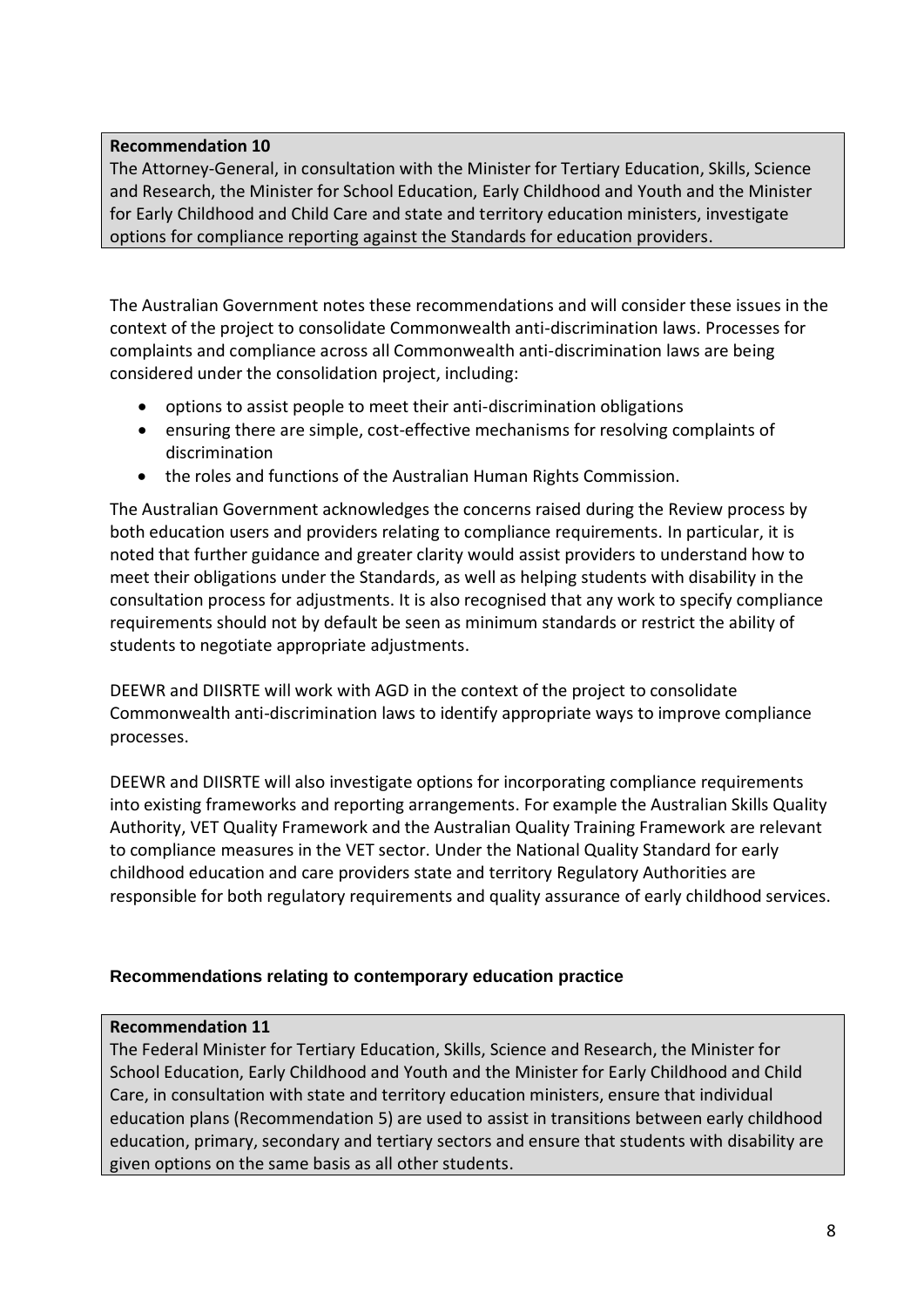**Recommendation 10**

The Attorney-General, in consultation with the Minister for Tertiary Education, Skills, Science and Research, the Minister for School Education, Early Childhood and Youth and the Minister for Early Childhood and Child Care and state and territory education ministers, investigate options for compliance reporting against the Standards for education providers.

The Australian Government notes these recommendations and will consider these issues in the context of the project to consolidate Commonwealth anti-discrimination laws. Processes for complaints and compliance across all Commonwealth anti-discrimination laws are being considered under the consolidation project, including:

- options to assist people to meet their anti-discrimination obligations
- ensuring there are simple, cost-effective mechanisms for resolving complaints of discrimination
- the roles and functions of the Australian Human Rights Commission.

The Australian Government acknowledges the concerns raised during the Review process by both education users and providers relating to compliance requirements. In particular, it is noted that further guidance and greater clarity would assist providers to understand how to meet their obligations under the Standards, as well as helping students with disability in the consultation process for adjustments. It is also recognised that any work to specify compliance requirements should not by default be seen as minimum standards or restrict the ability of students to negotiate appropriate adjustments.

DEEWR and DIISRTE will work with AGD in the context of the project to consolidate Commonwealth anti-discrimination laws to identify appropriate ways to improve compliance processes.

DEEWR and DIISRTE will also investigate options for incorporating compliance requirements into existing frameworks and reporting arrangements. For example the Australian Skills Quality Authority, VET Quality Framework and the Australian Quality Training Framework are relevant to compliance measures in the VET sector. Under the National Quality Standard for early childhood education and care providers state and territory Regulatory Authorities are responsible for both regulatory requirements and quality assurance of early childhood services.

### Recommendations relating to contemporary education practice

**Recommendation 11**

The Federal Minister for Tertiary Education, Skills, Science and Research, the Minister for School Education, Early Childhood and Youth and the Minister for Early Childhood and Child Care, in consultation with state and territory education ministers, ensure that individual education plans (Recommendation 5) are used to assist in transitions between early childhood education, primary, secondary and tertiary sectors and ensure that students with disability are given options on the same basis as all other students.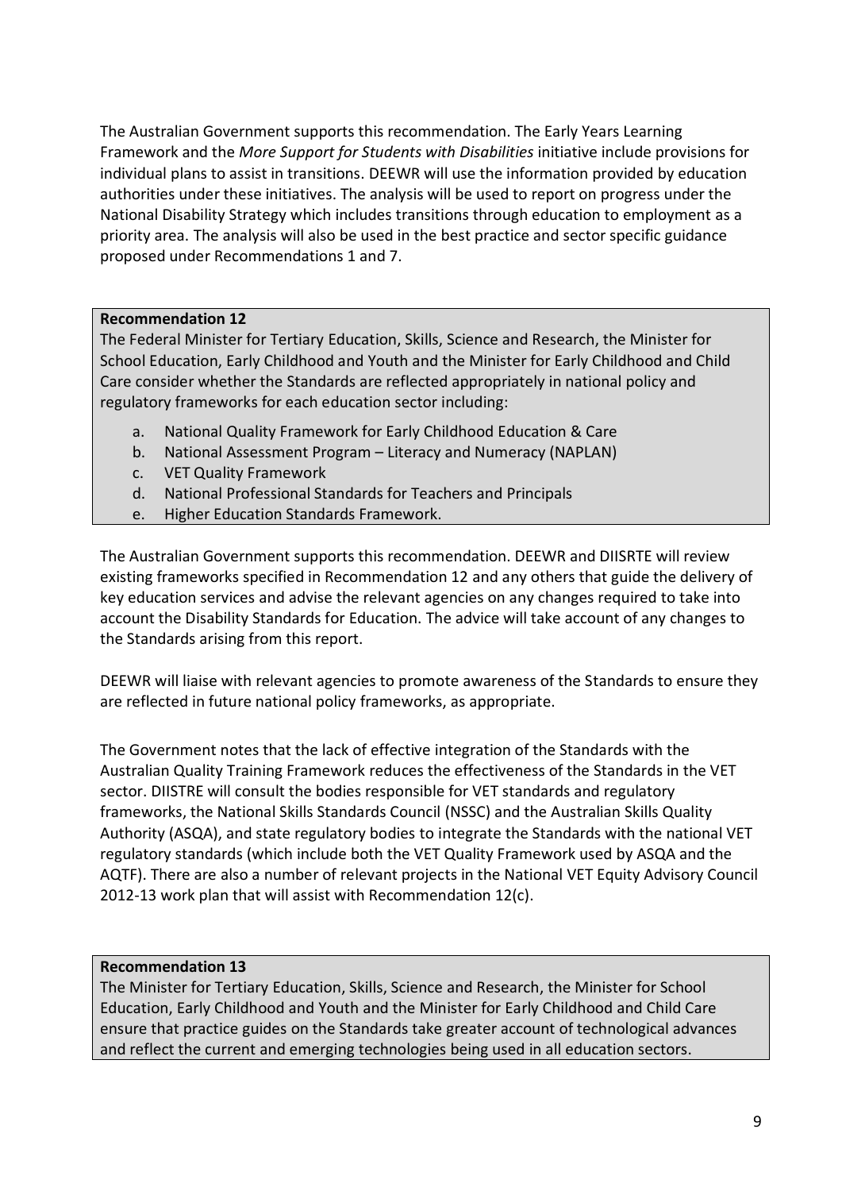The Australian Government supports this recommendation. The Early Years Learning Framework and the *More Support for Students with Disabilities* initiative include provisions for individual plans to assist in transitions. DEEWR will use the information provided by education authorities under these initiatives. The analysis will be used to report on progress under the National Disability Strategy which includes transitions through education to employment as a priority area. The analysis will also be used in the best practice and sector specific guidance proposed under Recommendations 1 and 7.

**Recommendation 12**

The Federal Minister for Tertiary Education, Skills, Science and Research, the Minister for School Education, Early Childhood and Youth and the Minister for Early Childhood and Child Care consider whether the Standards are reflected appropriately in national policy and regulatory frameworks for each education sector including:

a. National Quality Framework for Early Childhood Education & Care
b. National Assessment Program – Literacy and Numeracy (NAPLAN)
c. VET Quality Framework
d. National Professional Standards for Teachers and Principals
e. Higher Education Standards Framework.

The Australian Government supports this recommendation. DEEWR and DIISRTE will review existing frameworks specified in Recommendation 12 and any others that guide the delivery of key education services and advise the relevant agencies on any changes required to take into account the Disability Standards for Education. The advice will take account of any changes to the Standards arising from this report.

DEEWR will liaise with relevant agencies to promote awareness of the Standards to ensure they are reflected in future national policy frameworks, as appropriate.

The Government notes that the lack of effective integration of the Standards with the Australian Quality Training Framework reduces the effectiveness of the Standards in the VET sector. DIISTRE will consult the bodies responsible for VET standards and regulatory frameworks, the National Skills Standards Council (NSSC) and the Australian Skills Quality Authority (ASQA), and state regulatory bodies to integrate the Standards with the national VET regulatory standards (which include both the VET Quality Framework used by ASQA and the AQTF). There are also a number of relevant projects in the National VET Equity Advisory Council 2012-13 work plan that will assist with Recommendation 12(c).

**Recommendation 13**

The Minister for Tertiary Education, Skills, Science and Research, the Minister for School Education, Early Childhood and Youth and the Minister for Early Childhood and Child Care ensure that practice guides on the Standards take greater account of technological advances and reflect the current and emerging technologies being used in all education sectors.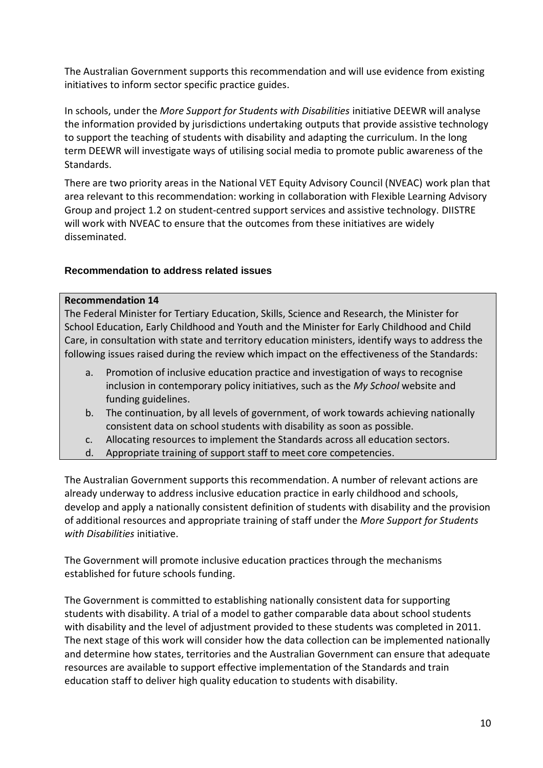The Australian Government supports this recommendation and will use evidence from existing initiatives to inform sector specific practice guides.

In schools, under the *More Support for Students with Disabilities* initiative DEEWR will analyse the information provided by jurisdictions undertaking outputs that provide assistive technology to support the teaching of students with disability and adapting the curriculum. In the long term DEEWR will investigate ways of utilising social media to promote public awareness of the Standards.

There are two priority areas in the National VET Equity Advisory Council (NVEAC) work plan that area relevant to this recommendation: working in collaboration with Flexible Learning Advisory Group and project 1.2 on student-centred support services and assistive technology. DIISTRE will work with NVEAC to ensure that the outcomes from these initiatives are widely disseminated.

### Recommendation to address related issues

**Recommendation 14**

The Federal Minister for Tertiary Education, Skills, Science and Research, the Minister for School Education, Early Childhood and Youth and the Minister for Early Childhood and Child Care, in consultation with state and territory education ministers, identify ways to address the following issues raised during the review which impact on the effectiveness of the Standards:

a. Promotion of inclusive education practice and investigation of ways to recognise inclusion in contemporary policy initiatives, such as the *My School* website and funding guidelines.
b. The continuation, by all levels of government, of work towards achieving nationally consistent data on school students with disability as soon as possible.
c. Allocating resources to implement the Standards across all education sectors.
d. Appropriate training of support staff to meet core competencies.

The Australian Government supports this recommendation. A number of relevant actions are already underway to address inclusive education practice in early childhood and schools, develop and apply a nationally consistent definition of students with disability and the provision of additional resources and appropriate training of staff under the *More Support for Students with Disabilities* initiative.

The Government will promote inclusive education practices through the mechanisms established for future schools funding.

The Government is committed to establishing nationally consistent data for supporting students with disability. A trial of a model to gather comparable data about school students with disability and the level of adjustment provided to these students was completed in 2011. The next stage of this work will consider how the data collection can be implemented nationally and determine how states, territories and the Australian Government can ensure that adequate resources are available to support effective implementation of the Standards and train education staff to deliver high quality education to students with disability.